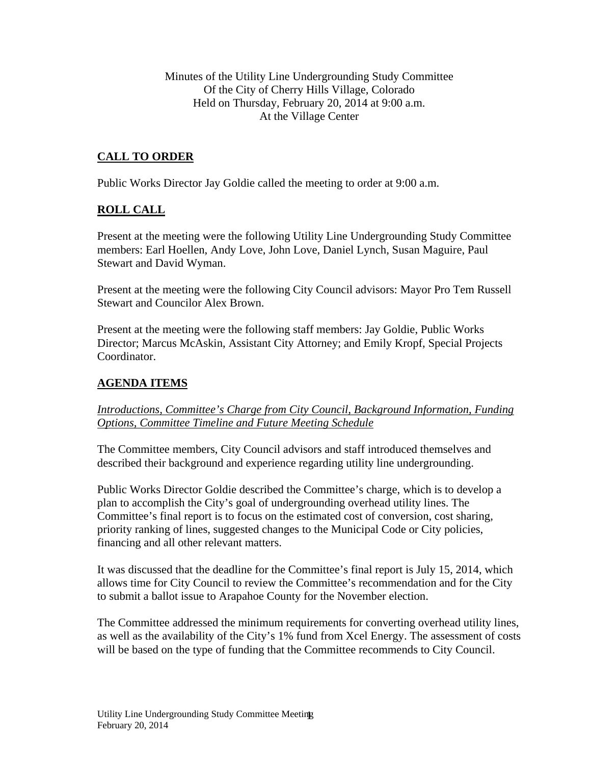Minutes of the Utility Line Undergrounding Study Committee
Of the City of Cherry Hills Village, Colorado
Held on Thursday, February 20, 2014 at 9:00 a.m.
At the Village Center

## CALL TO ORDER

Public Works Director Jay Goldie called the meeting to order at 9:00 a.m.

## ROLL CALL

Present at the meeting were the following Utility Line Undergrounding Study Committee members: Earl Hoellen, Andy Love, John Love, Daniel Lynch, Susan Maguire, Paul Stewart and David Wyman.

Present at the meeting were the following City Council advisors: Mayor Pro Tem Russell Stewart and Councilor Alex Brown.

Present at the meeting were the following staff members: Jay Goldie, Public Works Director; Marcus McAskin, Assistant City Attorney; and Emily Kropf, Special Projects Coordinator.

## AGENDA ITEMS

*Introductions, Committee's Charge from City Council, Background Information, Funding Options, Committee Timeline and Future Meeting Schedule*

The Committee members, City Council advisors and staff introduced themselves and described their background and experience regarding utility line undergrounding.

Public Works Director Goldie described the Committee's charge, which is to develop a plan to accomplish the City's goal of undergrounding overhead utility lines. The Committee's final report is to focus on the estimated cost of conversion, cost sharing, priority ranking of lines, suggested changes to the Municipal Code or City policies, financing and all other relevant matters.

It was discussed that the deadline for the Committee's final report is July 15, 2014, which allows time for City Council to review the Committee's recommendation and for the City to submit a ballot issue to Arapahoe County for the November election.

The Committee addressed the minimum requirements for converting overhead utility lines, as well as the availability of the City's 1% fund from Xcel Energy. The assessment of costs will be based on the type of funding that the Committee recommends to City Council.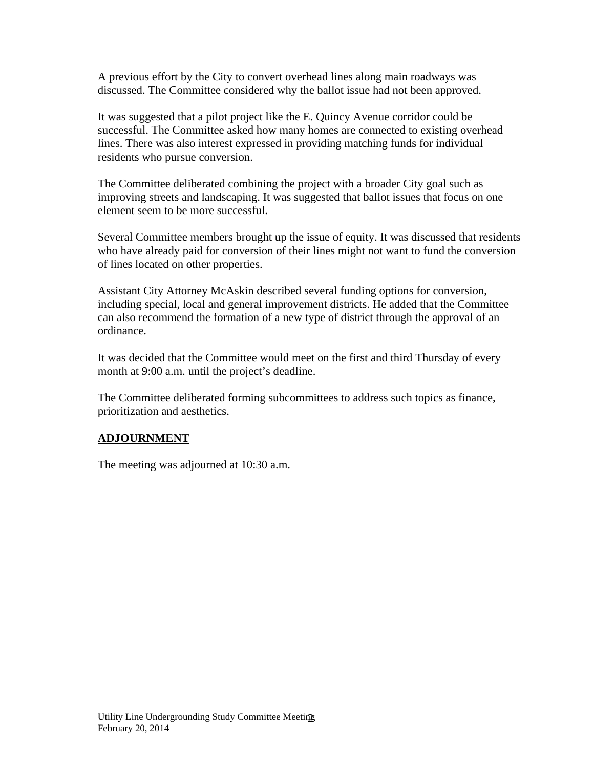A previous effort by the City to convert overhead lines along main roadways was discussed. The Committee considered why the ballot issue had not been approved.

It was suggested that a pilot project like the E. Quincy Avenue corridor could be successful. The Committee asked how many homes are connected to existing overhead lines. There was also interest expressed in providing matching funds for individual residents who pursue conversion.

The Committee deliberated combining the project with a broader City goal such as improving streets and landscaping. It was suggested that ballot issues that focus on one element seem to be more successful.

Several Committee members brought up the issue of equity. It was discussed that residents who have already paid for conversion of their lines might not want to fund the conversion of lines located on other properties.

Assistant City Attorney McAskin described several funding options for conversion, including special, local and general improvement districts. He added that the Committee can also recommend the formation of a new type of district through the approval of an ordinance.

It was decided that the Committee would meet on the first and third Thursday of every month at 9:00 a.m. until the project's deadline.

The Committee deliberated forming subcommittees to address such topics as finance, prioritization and aesthetics.

**ADJOURNMENT**

The meeting was adjourned at 10:30 a.m.